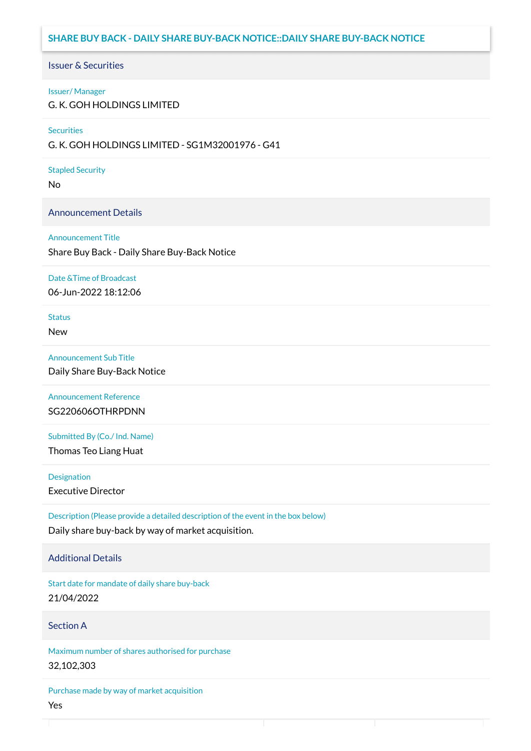## SHARE BUY BACK - DAILY SHARE BUY-BACK NOTICE::DAILY SHARE BUY-BACK NOTICE

### Issuer & Securities

Issuer/ Manager

G. K. GOH HOLDINGS LIMITED

Securities

G. K. GOH HOLDINGS LIMITED - SG1M32001976 - G41

Stapled Security

No

### Announcement Details

Announcement Title

Share Buy Back - Daily Share Buy-Back Notice

Date &Time of Broadcast

06-Jun-2022 18:12:06

Status

New

Announcement Sub Title

Daily Share Buy-Back Notice

Announcement Reference

SG220606OTHRPDNN

Submitted By (Co./ Ind. Name)

Thomas Teo Liang Huat

Designation

Executive Director

Description (Please provide a detailed description of the event in the box below)

Daily share buy-back by way of market acquisition.

### Additional Details

Start date for mandate of daily share buy-back

21/04/2022

### Section A

Maximum number of shares authorised for purchase

32,102,303

Purchase made by way of market acquisition

Yes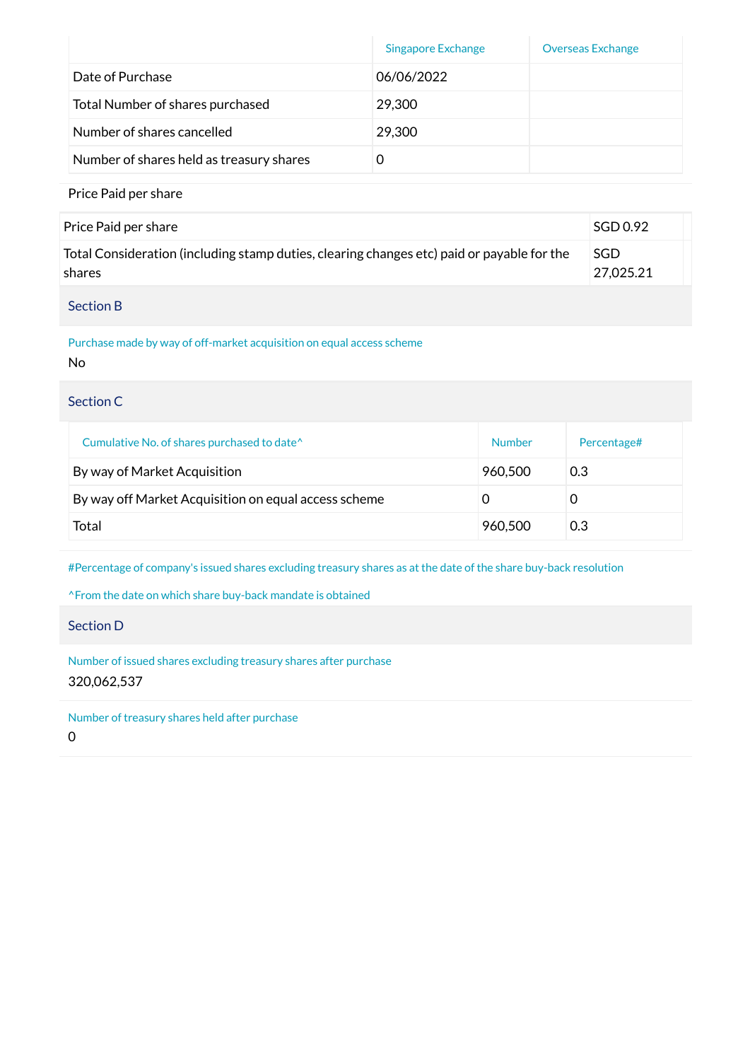| | Singapore Exchange | Overseas Exchange |
|---|---|---|
| Date of Purchase | 06/06/2022 | |
| Total Number of shares purchased | 29,300 | |
| Number of shares cancelled | 29,300 | |
| Number of shares held as treasury shares | 0 | |

Price Paid per share

| | |
|---|---|
| Price Paid per share | SGD 0.92 |
| Total Consideration (including stamp duties, clearing changes etc) paid or payable for the shares | SGD 27,025.21 |

## Section B

Purchase made by way of off-market acquisition on equal access scheme

No

## Section C

| Cumulative No. of shares purchased to date^ | Number | Percentage# |
|---|---|---|
| By way of Market Acquisition | 960,500 | 0.3 |
| By way off Market Acquisition on equal access scheme | 0 | 0 |
| Total | 960,500 | 0.3 |

#Percentage of company's issued shares excluding treasury shares as at the date of the share buy-back resolution

^From the date on which share buy-back mandate is obtained

## Section D

Number of issued shares excluding treasury shares after purchase

320,062,537

Number of treasury shares held after purchase

0